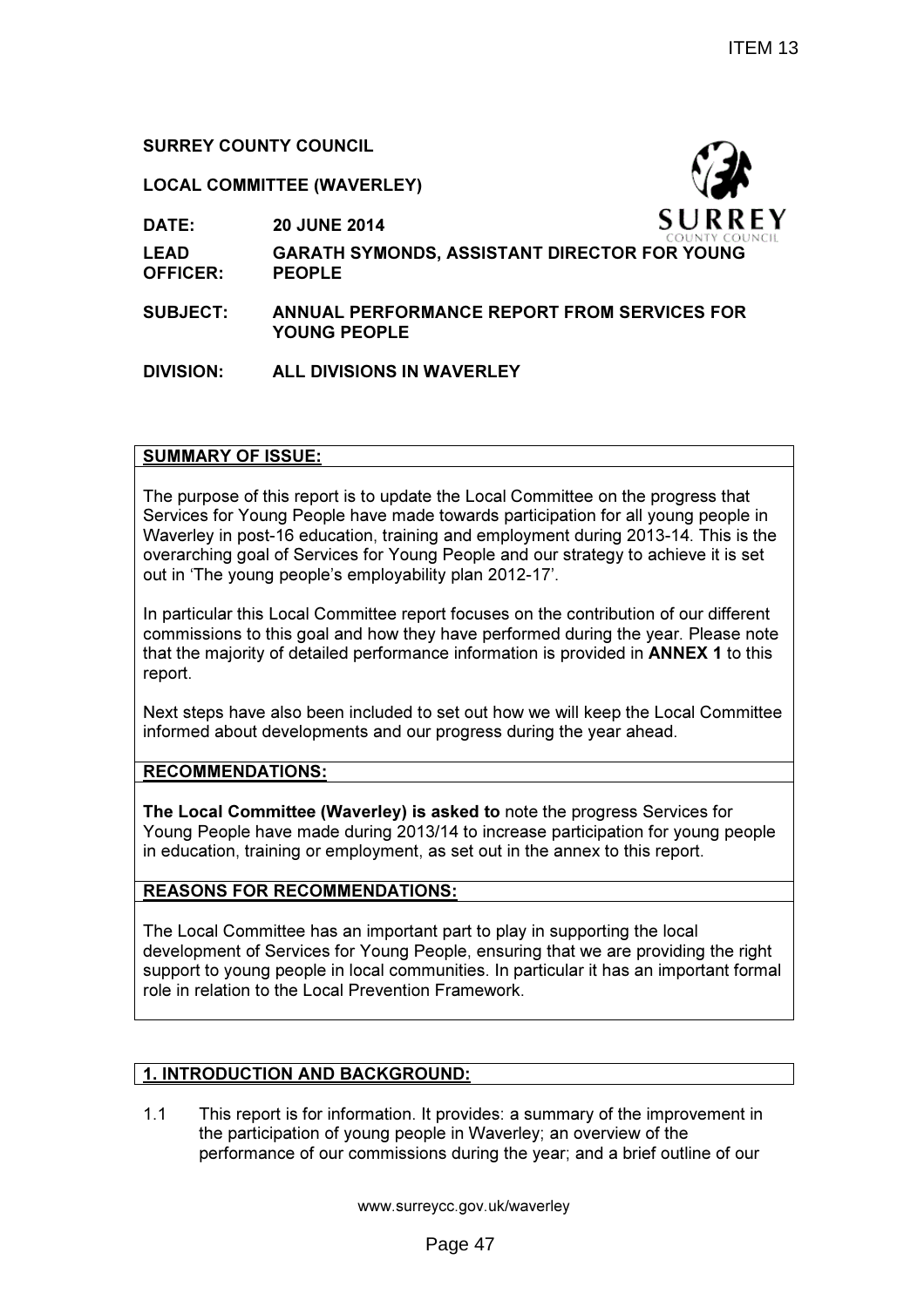ITEM 13

**SURREY COUNTY COUNCIL**

**LOCAL COMMITTEE (WAVERLEY)**

| | |
|---|---|
| **DATE:** | **20 JUNE 2014** |
| **LEAD OFFICER:** | **GARATH SYMONDS, ASSISTANT DIRECTOR FOR YOUNG PEOPLE** |
| **SUBJECT:** | **ANNUAL PERFORMANCE REPORT FROM SERVICES FOR YOUNG PEOPLE** |
| **DIVISION:** | **ALL DIVISIONS IN WAVERLEY** |

**SUMMARY OF ISSUE:**

The purpose of this report is to update the Local Committee on the progress that Services for Young People have made towards participation for all young people in Waverley in post-16 education, training and employment during 2013-14. This is the overarching goal of Services for Young People and our strategy to achieve it is set out in 'The young people's employability plan 2012-17'.

In particular this Local Committee report focuses on the contribution of our different commissions to this goal and how they have performed during the year. Please note that the majority of detailed performance information is provided in **ANNEX 1** to this report.

Next steps have also been included to set out how we will keep the Local Committee informed about developments and our progress during the year ahead.

**RECOMMENDATIONS:**

**The Local Committee (Waverley) is asked to** note the progress Services for Young People have made during 2013/14 to increase participation for young people in education, training or employment, as set out in the annex to this report.

**REASONS FOR RECOMMENDATIONS:**

The Local Committee has an important part to play in supporting the local development of Services for Young People, ensuring that we are providing the right support to young people in local communities. In particular it has an important formal role in relation to the Local Prevention Framework.

## 1. INTRODUCTION AND BACKGROUND:

1.1 This report is for information. It provides: a summary of the improvement in the participation of young people in Waverley; an overview of the performance of our commissions during the year; and a brief outline of our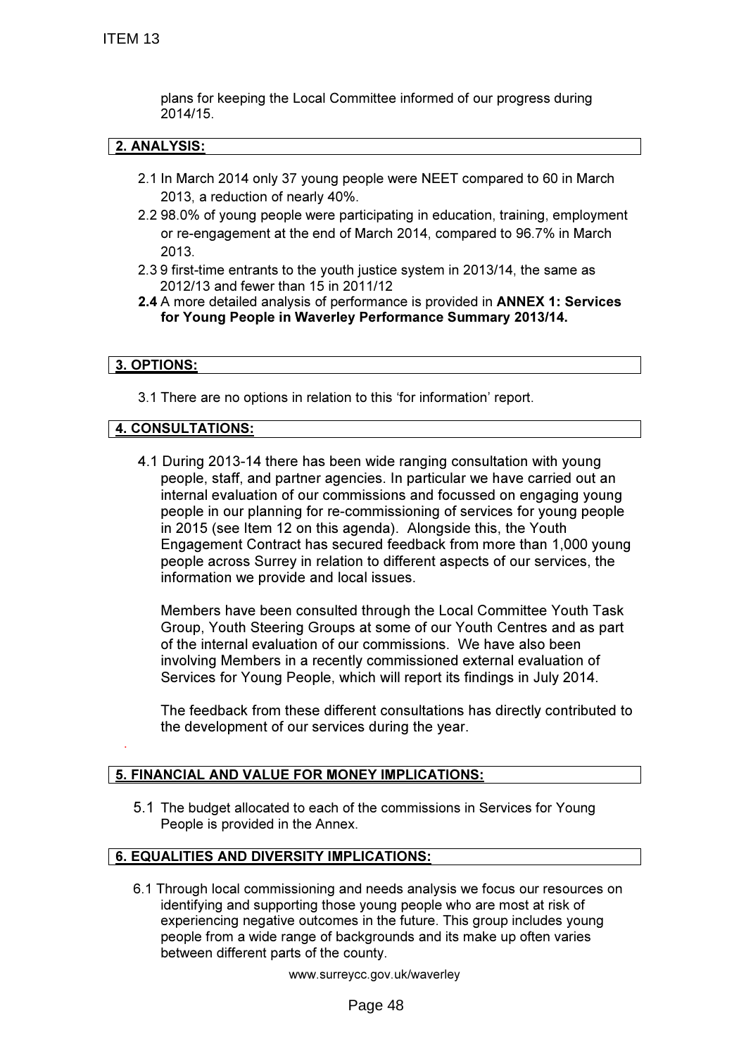plans for keeping the Local Committee informed of our progress during 2014/15.

## 2. ANALYSIS:

2.1 In March 2014 only 37 young people were NEET compared to 60 in March 2013, a reduction of nearly 40%.

2.2 98.0% of young people were participating in education, training, employment or re-engagement at the end of March 2014, compared to 96.7% in March 2013.

2.3 9 first-time entrants to the youth justice system in 2013/14, the same as 2012/13 and fewer than 15 in 2011/12

**2.4** A more detailed analysis of performance is provided in **ANNEX 1: Services for Young People in Waverley Performance Summary 2013/14.**

## 3. OPTIONS:

3.1 There are no options in relation to this 'for information' report.

## 4. CONSULTATIONS:

4.1 During 2013-14 there has been wide ranging consultation with young people, staff, and partner agencies. In particular we have carried out an internal evaluation of our commissions and focussed on engaging young people in our planning for re-commissioning of services for young people in 2015 (see Item 12 on this agenda). Alongside this, the Youth Engagement Contract has secured feedback from more than 1,000 young people across Surrey in relation to different aspects of our services, the information we provide and local issues.

Members have been consulted through the Local Committee Youth Task Group, Youth Steering Groups at some of our Youth Centres and as part of the internal evaluation of our commissions. We have also been involving Members in a recently commissioned external evaluation of Services for Young People, which will report its findings in July 2014.

The feedback from these different consultations has directly contributed to the development of our services during the year.

## 5. FINANCIAL AND VALUE FOR MONEY IMPLICATIONS:

5.1 The budget allocated to each of the commissions in Services for Young People is provided in the Annex.

## 6. EQUALITIES AND DIVERSITY IMPLICATIONS:

6.1 Through local commissioning and needs analysis we focus our resources on identifying and supporting those young people who are most at risk of experiencing negative outcomes in the future. This group includes young people from a wide range of backgrounds and its make up often varies between different parts of the county.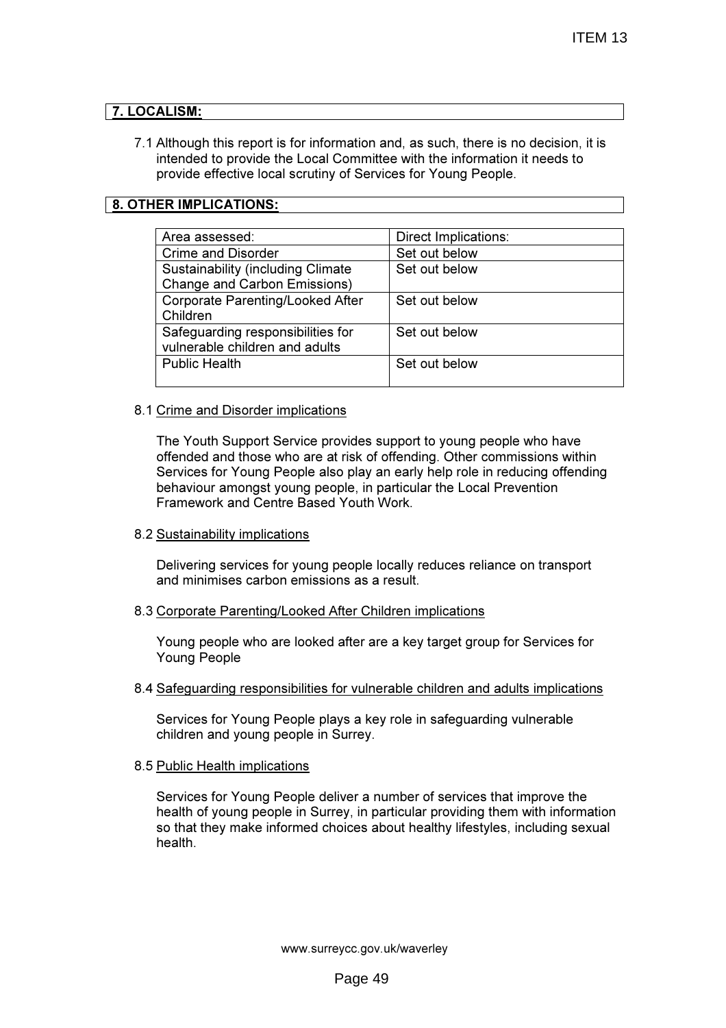## 7. LOCALISM:

7.1 Although this report is for information and, as such, there is no decision, it is intended to provide the Local Committee with the information it needs to provide effective local scrutiny of Services for Young People.

## 8. OTHER IMPLICATIONS:

| Area assessed: | Direct Implications: |
|---|---|
| Crime and Disorder | Set out below |
| Sustainability (including Climate Change and Carbon Emissions) | Set out below |
| Corporate Parenting/Looked After Children | Set out below |
| Safeguarding responsibilities for vulnerable children and adults | Set out below |
| Public Health | Set out below |

8.1 Crime and Disorder implications

The Youth Support Service provides support to young people who have offended and those who are at risk of offending. Other commissions within Services for Young People also play an early help role in reducing offending behaviour amongst young people, in particular the Local Prevention Framework and Centre Based Youth Work.

8.2 Sustainability implications

Delivering services for young people locally reduces reliance on transport and minimises carbon emissions as a result.

8.3 Corporate Parenting/Looked After Children implications

Young people who are looked after are a key target group for Services for Young People

8.4 Safeguarding responsibilities for vulnerable children and adults implications

Services for Young People plays a key role in safeguarding vulnerable children and young people in Surrey.

8.5 Public Health implications

Services for Young People deliver a number of services that improve the health of young people in Surrey, in particular providing them with information so that they make informed choices about healthy lifestyles, including sexual health.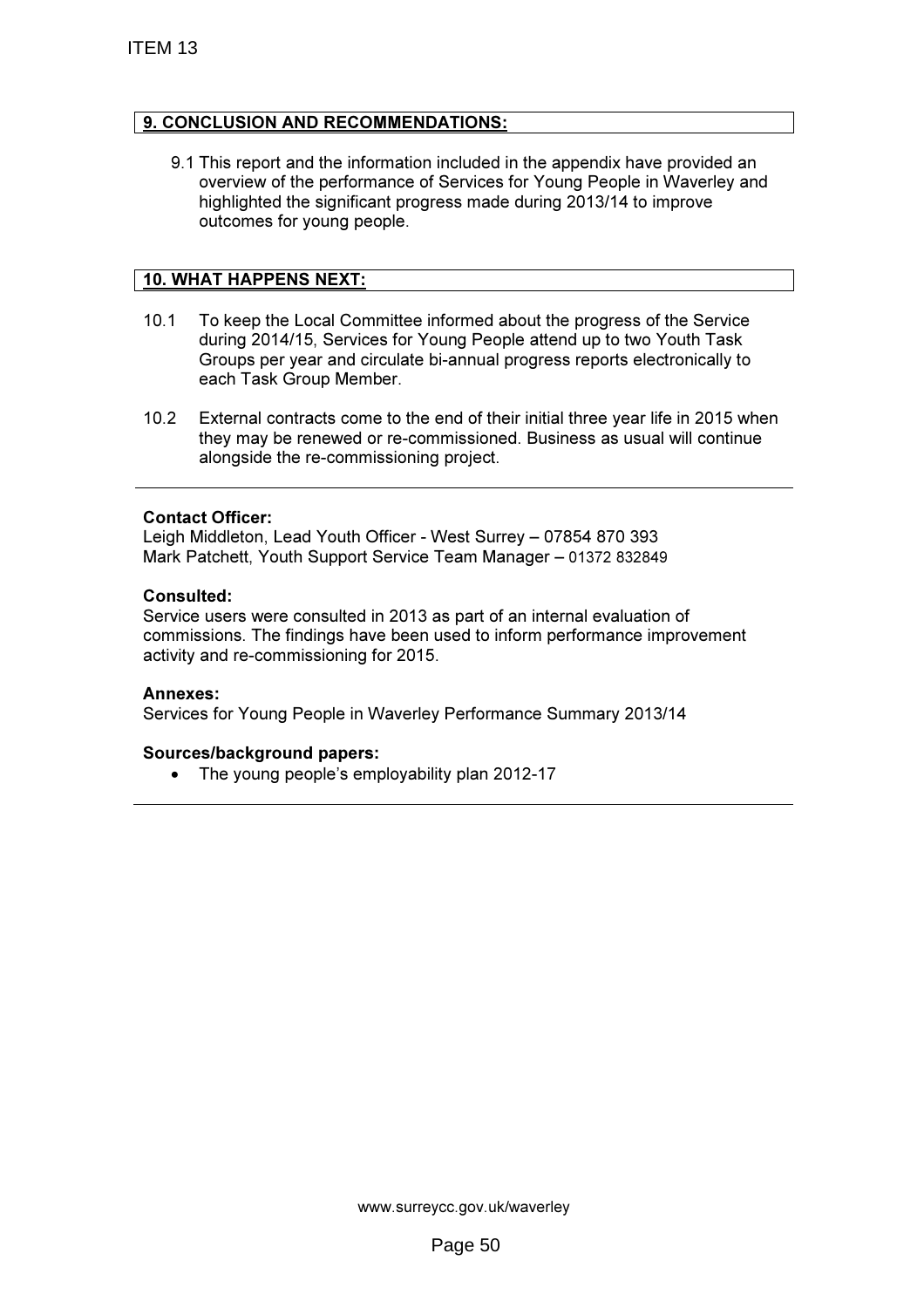## 9. CONCLUSION AND RECOMMENDATIONS:

9.1 This report and the information included in the appendix have provided an overview of the performance of Services for Young People in Waverley and highlighted the significant progress made during 2013/14 to improve outcomes for young people.

## 10. WHAT HAPPENS NEXT:

10.1 To keep the Local Committee informed about the progress of the Service during 2014/15, Services for Young People attend up to two Youth Task Groups per year and circulate bi-annual progress reports electronically to each Task Group Member.

10.2 External contracts come to the end of their initial three year life in 2015 when they may be renewed or re-commissioned. Business as usual will continue alongside the re-commissioning project.

---

**Contact Officer:**
Leigh Middleton, Lead Youth Officer - West Surrey – 07854 870 393
Mark Patchett, Youth Support Service Team Manager – 01372 832849

**Consulted:**
Service users were consulted in 2013 as part of an internal evaluation of commissions. The findings have been used to inform performance improvement activity and re-commissioning for 2015.

**Annexes:**
Services for Young People in Waverley Performance Summary 2013/14

**Sources/background papers:**

- The young people's employability plan 2012-17

---